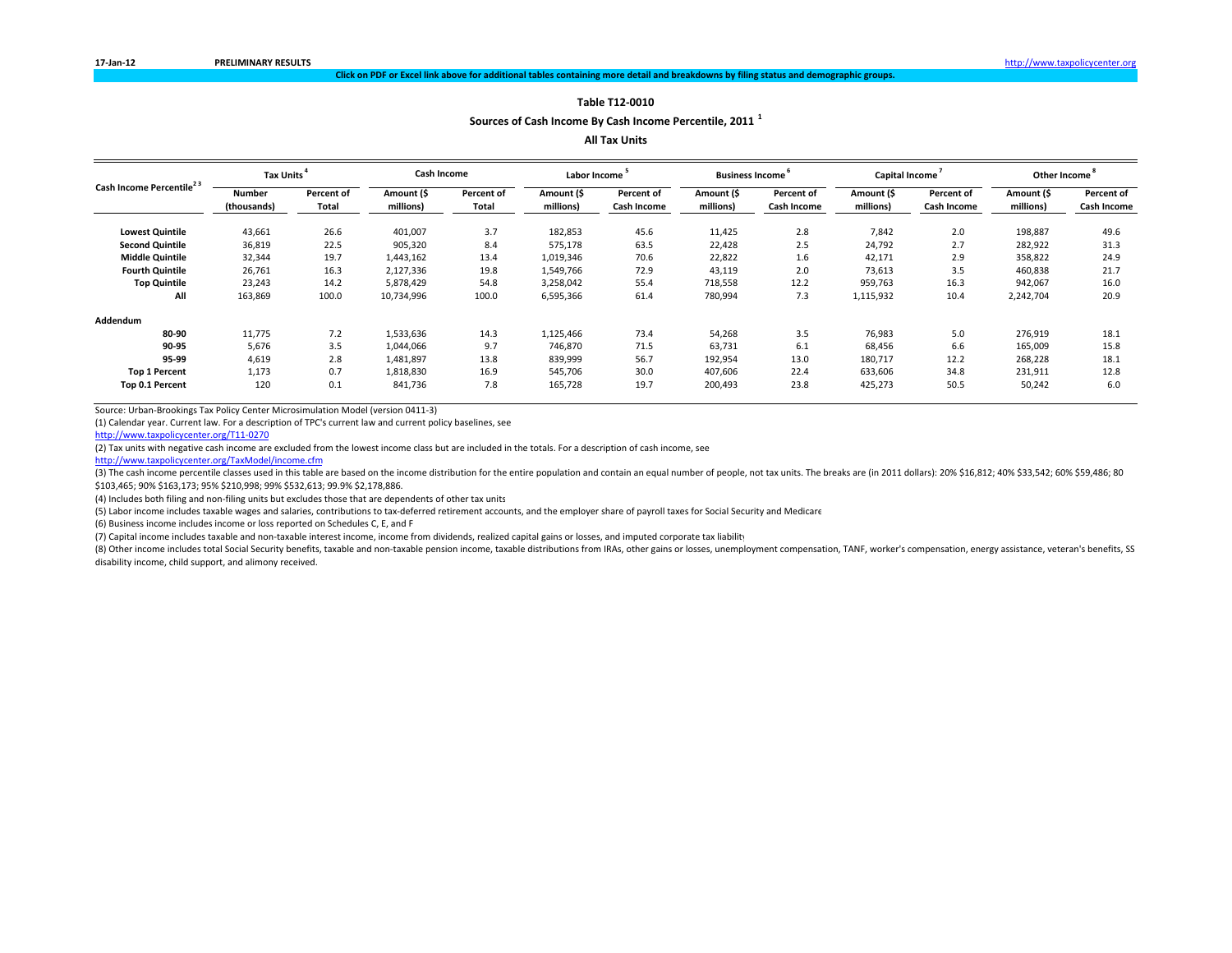17-Jan-12 **PRELIMINARY RESULTS** http://www.taxpolicycenter.org

**Click on PDF or Excel link above for additional tables containing more detail and breakdowns by filing status and demographic groups.**

## Table T12-0010

### Sources of Cash Income By Cash Income Percentile, 2011 [1]

### All Tax Units

| Cash Income Percentile[2 3] | Tax Units [4] | | Cash Income | | Labor Income [5] | | Business Income [6] | | Capital Income [7] | | Other Income [8] | |
|---|---|---|---|---|---|---|---|---|---|---|---|---|
| | Number (thousands) | Percent of Total | Amount ($ millions) | Percent of Total | Amount ($ millions) | Percent of Cash Income | Amount ($ millions) | Percent of Cash Income | Amount ($ millions) | Percent of Cash Income | Amount ($ millions) | Percent of Cash Income |
| **Lowest Quintile** | 43,661 | 26.6 | 401,007 | 3.7 | 182,853 | 45.6 | 11,425 | 2.8 | 7,842 | 2.0 | 198,887 | 49.6 |
| **Second Quintile** | 36,819 | 22.5 | 905,320 | 8.4 | 575,178 | 63.5 | 22,428 | 2.5 | 24,792 | 2.7 | 282,922 | 31.3 |
| **Middle Quintile** | 32,344 | 19.7 | 1,443,162 | 13.4 | 1,019,346 | 70.6 | 22,822 | 1.6 | 42,171 | 2.9 | 358,822 | 24.9 |
| **Fourth Quintile** | 26,761 | 16.3 | 2,127,336 | 19.8 | 1,549,766 | 72.9 | 43,119 | 2.0 | 73,613 | 3.5 | 460,838 | 21.7 |
| **Top Quintile** | 23,243 | 14.2 | 5,878,429 | 54.8 | 3,258,042 | 55.4 | 718,558 | 12.2 | 959,763 | 16.3 | 942,067 | 16.0 |
| **All** | 163,869 | 100.0 | 10,734,996 | 100.0 | 6,595,366 | 61.4 | 780,994 | 7.3 | 1,115,932 | 10.4 | 2,242,704 | 20.9 |
| **Addendum** | | | | | | | | | | | | |
| **80-90** | 11,775 | 7.2 | 1,533,636 | 14.3 | 1,125,466 | 73.4 | 54,268 | 3.5 | 76,983 | 5.0 | 276,919 | 18.1 |
| **90-95** | 5,676 | 3.5 | 1,044,066 | 9.7 | 746,870 | 71.5 | 63,731 | 6.1 | 68,456 | 6.6 | 165,009 | 15.8 |
| **95-99** | 4,619 | 2.8 | 1,481,897 | 13.8 | 839,999 | 56.7 | 192,954 | 13.0 | 180,717 | 12.2 | 268,228 | 18.1 |
| **Top 1 Percent** | 1,173 | 0.7 | 1,818,830 | 16.9 | 545,706 | 30.0 | 407,606 | 22.4 | 633,606 | 34.8 | 231,911 | 12.8 |
| **Top 0.1 Percent** | 120 | 0.1 | 841,736 | 7.8 | 165,728 | 19.7 | 200,493 | 23.8 | 425,273 | 50.5 | 50,242 | 6.0 |

Source: Urban-Brookings Tax Policy Center Microsimulation Model (version 0411-3)

(1) Calendar year. Current law. For a description of TPC's current law and current policy baselines, see
http://www.taxpolicycenter.org/T11-0270

(2) Tax units with negative cash income are excluded from the lowest income class but are included in the totals. For a description of cash income, see
http://www.taxpolicycenter.org/TaxModel/income.cfm

(3) The cash income percentile classes used in this table are based on the income distribution for the entire population and contain an equal number of people, not tax units. The breaks are (in 2011 dollars): 20% $16,812; 40% $33,542; 60% $59,486; 80 $103,465; 90% $163,173; 95% $210,998; 99% $532,613; 99.9% $2,178,886.

(4) Includes both filing and non-filing units but excludes those that are dependents of other tax units

(5) Labor income includes taxable wages and salaries, contributions to tax-deferred retirement accounts, and the employer share of payroll taxes for Social Security and Medicare

(6) Business income includes income or loss reported on Schedules C, E, and F

(7) Capital income includes taxable and non-taxable interest income, income from dividends, realized capital gains or losses, and imputed corporate tax liability

(8) Other income includes total Social Security benefits, taxable and non-taxable pension income, taxable distributions from IRAs, other gains or losses, unemployment compensation, TANF, worker's compensation, energy assistance, veteran's benefits, SS disability income, child support, and alimony received.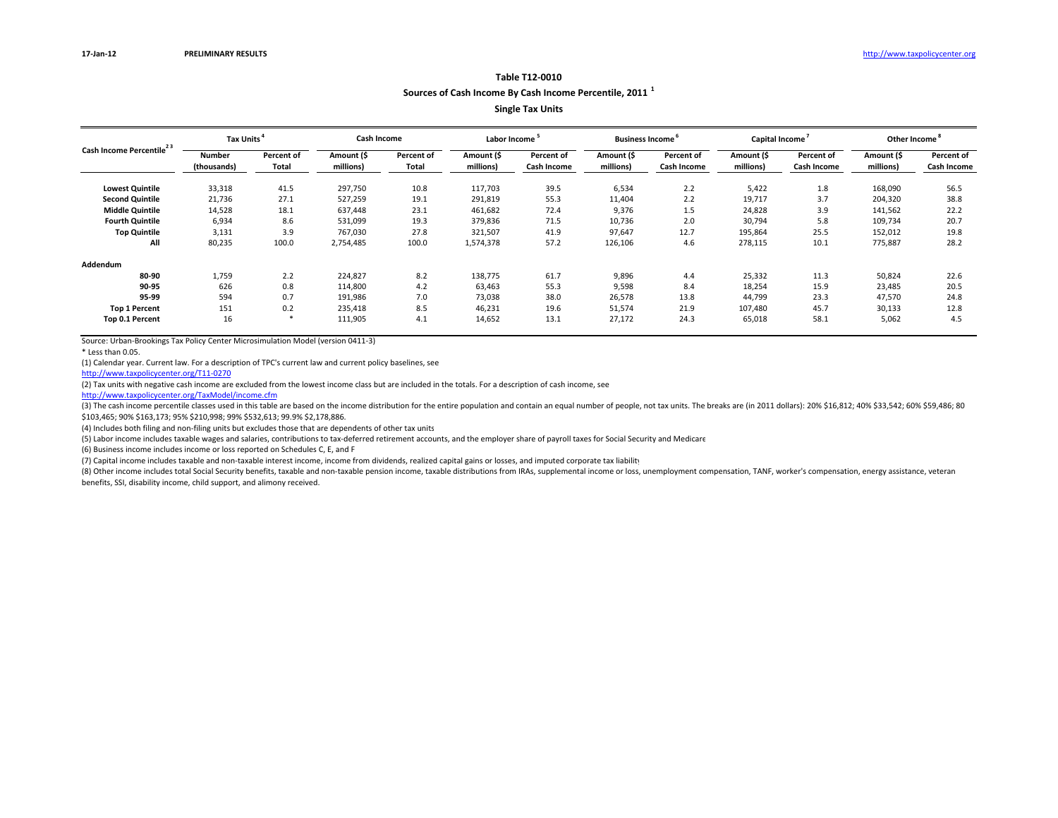17-Jan-12 **PRELIMINARY RESULTS** http://www.taxpolicycenter.org

### Table T12-0010

### Sources of Cash Income By Cash Income Percentile, 2011 [1]

### Single Tax Units

| Cash Income Percentile [2,3] | Tax Units [4] | | Cash Income | | Labor Income [5] | | Business Income [6] | | Capital Income [7] | | Other Income [8] | |
|---|---|---|---|---|---|---|---|---|---|---|---|---|
| | Number (thousands) | Percent of Total | Amount ($ millions) | Percent of Total | Amount ($ millions) | Percent of Cash Income | Amount ($ millions) | Percent of Cash Income | Amount ($ millions) | Percent of Cash Income | Amount ($ millions) | Percent of Cash Income |
| **Lowest Quintile** | 33,318 | 41.5 | 297,750 | 10.8 | 117,703 | 39.5 | 6,534 | 2.2 | 5,422 | 1.8 | 168,090 | 56.5 |
| **Second Quintile** | 21,736 | 27.1 | 527,259 | 19.1 | 291,819 | 55.3 | 11,404 | 2.2 | 19,717 | 3.7 | 204,320 | 38.8 |
| **Middle Quintile** | 14,528 | 18.1 | 637,448 | 23.1 | 461,682 | 72.4 | 9,376 | 1.5 | 24,828 | 3.9 | 141,562 | 22.2 |
| **Fourth Quintile** | 6,934 | 8.6 | 531,099 | 19.3 | 379,836 | 71.5 | 10,736 | 2.0 | 30,794 | 5.8 | 109,734 | 20.7 |
| **Top Quintile** | 3,131 | 3.9 | 767,030 | 27.8 | 321,507 | 41.9 | 97,647 | 12.7 | 195,864 | 25.5 | 152,012 | 19.8 |
| **All** | 80,235 | 100.0 | 2,754,485 | 100.0 | 1,574,378 | 57.2 | 126,106 | 4.6 | 278,115 | 10.1 | 775,887 | 28.2 |
| **Addendum** | | | | | | | | | | | | |
| **80-90** | 1,759 | 2.2 | 224,827 | 8.2 | 138,775 | 61.7 | 9,896 | 4.4 | 25,332 | 11.3 | 50,824 | 22.6 |
| **90-95** | 626 | 0.8 | 114,800 | 4.2 | 63,463 | 55.3 | 9,598 | 8.4 | 18,254 | 15.9 | 23,485 | 20.5 |
| **95-99** | 594 | 0.7 | 191,986 | 7.0 | 73,038 | 38.0 | 26,578 | 13.8 | 44,799 | 23.3 | 47,570 | 24.8 |
| **Top 1 Percent** | 151 | 0.2 | 235,418 | 8.5 | 46,231 | 19.6 | 51,574 | 21.9 | 107,480 | 45.7 | 30,133 | 12.8 |
| **Top 0.1 Percent** | 16 | * | 111,905 | 4.1 | 14,652 | 13.1 | 27,172 | 24.3 | 65,018 | 58.1 | 5,062 | 4.5 |

Source: Urban-Brookings Tax Policy Center Microsimulation Model (version 0411-3)

* Less than 0.05.

(1) Calendar year. Current law. For a description of TPC's current law and current policy baselines, see
http://www.taxpolicycenter.org/T11-0270

(2) Tax units with negative cash income are excluded from the lowest income class but are included in the totals. For a description of cash income, see
http://www.taxpolicycenter.org/TaxModel/income.cfm

(3) The cash income percentile classes used in this table are based on the income distribution for the entire population and contain an equal number of people, not tax units. The breaks are (in 2011 dollars): 20% $16,812; 40% $33,542; 60% $59,486; 80 $103,465; 90% $163,173; 95% $210,998; 99% $532,613; 99.9% $2,178,886.

(4) Includes both filing and non-filing units but excludes those that are dependents of other tax units

(5) Labor income includes taxable wages and salaries, contributions to tax-deferred retirement accounts, and the employer share of payroll taxes for Social Security and Medicare

(6) Business income includes income or loss reported on Schedules C, E, and F

(7) Capital income includes taxable and non-taxable interest income, income from dividends, realized capital gains or losses, and imputed corporate tax liability

(8) Other income includes total Social Security benefits, taxable and non-taxable pension income, taxable distributions from IRAs, supplemental income or loss, unemployment compensation, TANF, worker's compensation, energy assistance, veteran benefits, SSI, disability income, child support, and alimony received.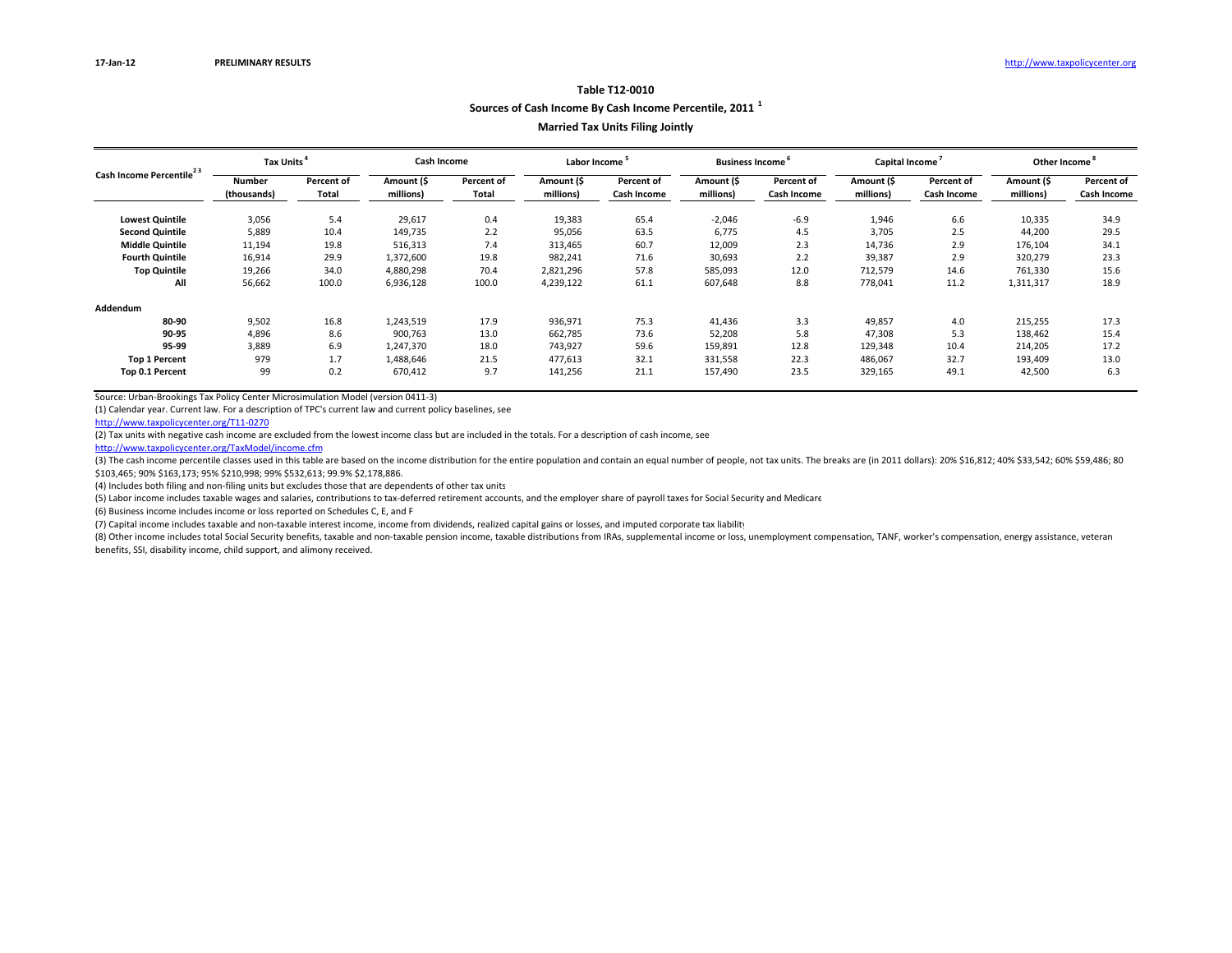17-Jan-12 **PRELIMINARY RESULTS** http://www.taxpolicycenter.org

# Table T12-0010

## Sources of Cash Income By Cash Income Percentile, 2011 [1]

### Married Tax Units Filing Jointly

| Cash Income Percentile [2,3] | Tax Units [4] | | Cash Income | | Labor Income [5] | | Business Income [6] | | Capital Income [7] | | Other Income [8] | |
|---|---|---|---|---|---|---|---|---|---|---|---|---|
| | Number (thousands) | Percent of Total | Amount ($ millions) | Percent of Total | Amount ($ millions) | Percent of Cash Income | Amount ($ millions) | Percent of Cash Income | Amount ($ millions) | Percent of Cash Income | Amount ($ millions) | Percent of Cash Income |
| **Lowest Quintile** | 3,056 | 5.4 | 29,617 | 0.4 | 19,383 | 65.4 | -2,046 | -6.9 | 1,946 | 6.6 | 10,335 | 34.9 |
| **Second Quintile** | 5,889 | 10.4 | 149,735 | 2.2 | 95,056 | 63.5 | 6,775 | 4.5 | 3,705 | 2.5 | 44,200 | 29.5 |
| **Middle Quintile** | 11,194 | 19.8 | 516,313 | 7.4 | 313,465 | 60.7 | 12,009 | 2.3 | 14,736 | 2.9 | 176,104 | 34.1 |
| **Fourth Quintile** | 16,914 | 29.9 | 1,372,600 | 19.8 | 982,241 | 71.6 | 30,693 | 2.2 | 39,387 | 2.9 | 320,279 | 23.3 |
| **Top Quintile** | 19,266 | 34.0 | 4,880,298 | 70.4 | 2,821,296 | 57.8 | 585,093 | 12.0 | 712,579 | 14.6 | 761,330 | 15.6 |
| **All** | 56,662 | 100.0 | 6,936,128 | 100.0 | 4,239,122 | 61.1 | 607,648 | 8.8 | 778,041 | 11.2 | 1,311,317 | 18.9 |
| **Addendum** | | | | | | | | | | | | |
| **80-90** | 9,502 | 16.8 | 1,243,519 | 17.9 | 936,971 | 75.3 | 41,436 | 3.3 | 49,857 | 4.0 | 215,255 | 17.3 |
| **90-95** | 4,896 | 8.6 | 900,763 | 13.0 | 662,785 | 73.6 | 52,208 | 5.8 | 47,308 | 5.3 | 138,462 | 15.4 |
| **95-99** | 3,889 | 6.9 | 1,247,370 | 18.0 | 743,927 | 59.6 | 159,891 | 12.8 | 129,348 | 10.4 | 214,205 | 17.2 |
| **Top 1 Percent** | 979 | 1.7 | 1,488,646 | 21.5 | 477,613 | 32.1 | 331,558 | 22.3 | 486,067 | 32.7 | 193,409 | 13.0 |
| **Top 0.1 Percent** | 99 | 0.2 | 670,412 | 9.7 | 141,256 | 21.1 | 157,490 | 23.5 | 329,165 | 49.1 | 42,500 | 6.3 |

Source: Urban-Brookings Tax Policy Center Microsimulation Model (version 0411-3)

(1) Calendar year. Current law. For a description of TPC's current law and current policy baselines, see
http://www.taxpolicycenter.org/T11-0270

(2) Tax units with negative cash income are excluded from the lowest income class but are included in the totals. For a description of cash income, see
http://www.taxpolicycenter.org/TaxModel/income.cfm

(3) The cash income percentile classes used in this table are based on the income distribution for the entire population and contain an equal number of people, not tax units. The breaks are (in 2011 dollars): 20% $16,812; 40% $33,542; 60% $59,486; 80 $103,465; 90% $163,173; 95% $210,998; 99% $532,613; 99.9% $2,178,886.

(4) Includes both filing and non-filing units but excludes those that are dependents of other tax units

(5) Labor income includes taxable wages and salaries, contributions to tax-deferred retirement accounts, and the employer share of payroll taxes for Social Security and Medicare

(6) Business income includes income or loss reported on Schedules C, E, and F

(7) Capital income includes taxable and non-taxable interest income, income from dividends, realized capital gains or losses, and imputed corporate tax liability

(8) Other income includes total Social Security benefits, taxable and non-taxable pension income, taxable distributions from IRAs, supplemental income or loss, unemployment compensation, TANF, worker's compensation, energy assistance, veteran benefits, SSI, disability income, child support, and alimony received.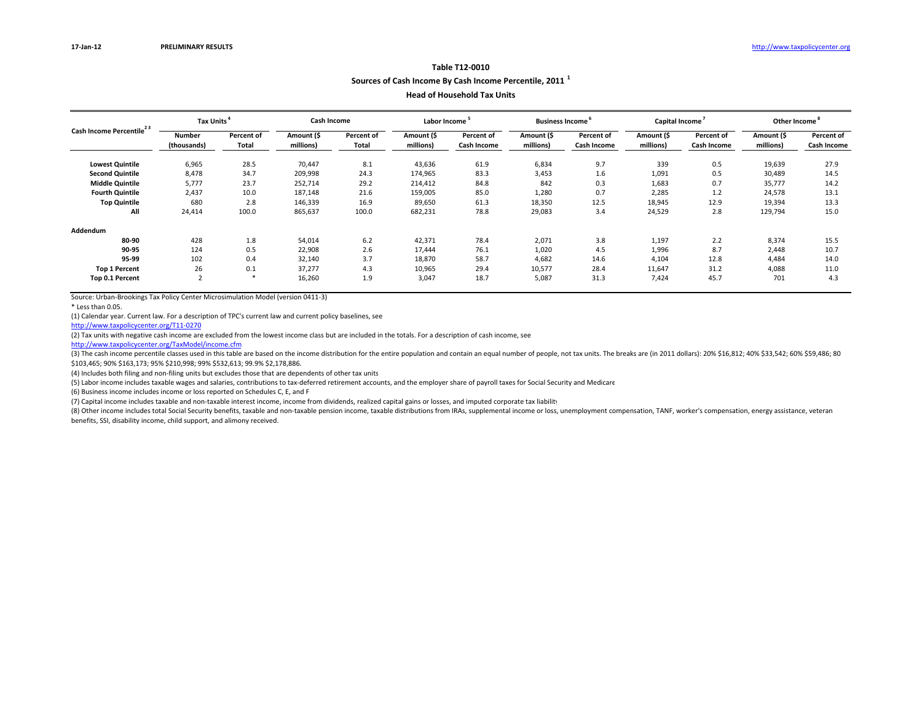17-Jan-12 **PRELIMINARY RESULTS** http://www.taxpolicycenter.org

# Table T12-0010

## Sources of Cash Income By Cash Income Percentile, 2011 [1]

### Head of Household Tax Units

| Cash Income Percentile [2,3] | Tax Units [4] | | Cash Income | | Labor Income [5] | | Business Income [6] | | Capital Income [7] | | Other Income [8] | |
|---|---|---|---|---|---|---|---|---|---|---|---|---|
| | Number (thousands) | Percent of Total | Amount ($ millions) | Percent of Total | Amount ($ millions) | Percent of Cash Income | Amount ($ millions) | Percent of Cash Income | Amount ($ millions) | Percent of Cash Income | Amount ($ millions) | Percent of Cash Income |
| Lowest Quintile | 6,965 | 28.5 | 70,447 | 8.1 | 43,636 | 61.9 | 6,834 | 9.7 | 339 | 0.5 | 19,639 | 27.9 |
| Second Quintile | 8,478 | 34.7 | 209,998 | 24.3 | 174,965 | 83.3 | 3,453 | 1.6 | 1,091 | 0.5 | 30,489 | 14.5 |
| Middle Quintile | 5,777 | 23.7 | 252,714 | 29.2 | 214,412 | 84.8 | 842 | 0.3 | 1,683 | 0.7 | 35,777 | 14.2 |
| Fourth Quintile | 2,437 | 10.0 | 187,148 | 21.6 | 159,005 | 85.0 | 1,280 | 0.7 | 2,285 | 1.2 | 24,578 | 13.1 |
| Top Quintile | 680 | 2.8 | 146,339 | 16.9 | 89,650 | 61.3 | 18,350 | 12.5 | 18,945 | 12.9 | 19,394 | 13.3 |
| All | 24,414 | 100.0 | 865,637 | 100.0 | 682,231 | 78.8 | 29,083 | 3.4 | 24,529 | 2.8 | 129,794 | 15.0 |
| **Addendum** | | | | | | | | | | | | |
| 80-90 | 428 | 1.8 | 54,014 | 6.2 | 42,371 | 78.4 | 2,071 | 3.8 | 1,197 | 2.2 | 8,374 | 15.5 |
| 90-95 | 124 | 0.5 | 22,908 | 2.6 | 17,444 | 76.1 | 1,020 | 4.5 | 1,996 | 8.7 | 2,448 | 10.7 |
| 95-99 | 102 | 0.4 | 32,140 | 3.7 | 18,870 | 58.7 | 4,682 | 14.6 | 4,104 | 12.8 | 4,484 | 14.0 |
| Top 1 Percent | 26 | 0.1 | 37,277 | 4.3 | 10,965 | 29.4 | 10,577 | 28.4 | 11,647 | 31.2 | 4,088 | 11.0 |
| Top 0.1 Percent | 2 | * | 16,260 | 1.9 | 3,047 | 18.7 | 5,087 | 31.3 | 7,424 | 45.7 | 701 | 4.3 |

Source: Urban-Brookings Tax Policy Center Microsimulation Model (version 0411-3)

* Less than 0.05.

(1) Calendar year. Current law. For a description of TPC's current law and current policy baselines, see
http://www.taxpolicycenter.org/T11-0270

(2) Tax units with negative cash income are excluded from the lowest income class but are included in the totals. For a description of cash income, see
http://www.taxpolicycenter.org/TaxModel/income.cfm

(3) The cash income percentile classes used in this table are based on the income distribution for the entire population and contain an equal number of people, not tax units. The breaks are (in 2011 dollars): 20% $16,812; 40% $33,542; 60% $59,486; 80 $103,465; 90% $163,173; 95% $210,998; 99% $532,613; 99.9% $2,178,886.

(4) Includes both filing and non-filing units but excludes those that are dependents of other tax units

(5) Labor income includes taxable wages and salaries, contributions to tax-deferred retirement accounts, and the employer share of payroll taxes for Social Security and Medicare

(6) Business income includes income or loss reported on Schedules C, E, and F

(7) Capital income includes taxable and non-taxable interest income, income from dividends, realized capital gains or losses, and imputed corporate tax liability

(8) Other income includes total Social Security benefits, taxable and non-taxable pension income, taxable distributions from IRAs, supplemental income or loss, unemployment compensation, TANF, worker's compensation, energy assistance, veteran benefits, SSI, disability income, child support, and alimony received.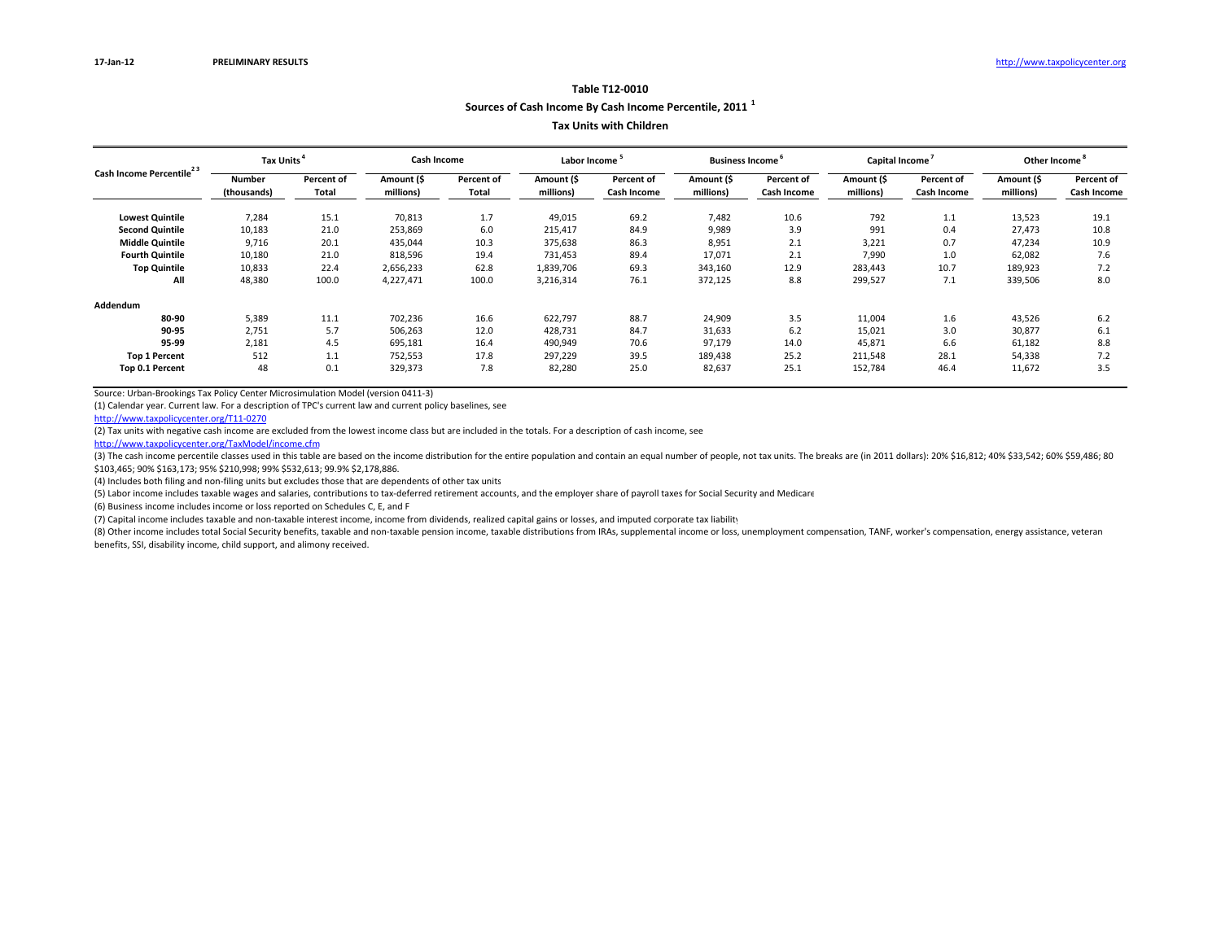17-Jan-12 **PRELIMINARY RESULTS** http://www.taxpolicycenter.org

# Table T12-0010

## Sources of Cash Income By Cash Income Percentile, 2011 [1]

### Tax Units with Children

| Cash Income Percentile [2 3] | Tax Units [4] | | Cash Income | | Labor Income [5] | | Business Income [6] | | Capital Income [7] | | Other Income [8] | |
|---|---|---|---|---|---|---|---|---|---|---|---|---|
| | Number (thousands) | Percent of Total | Amount ($ millions) | Percent of Total | Amount ($ millions) | Percent of Cash Income | Amount ($ millions) | Percent of Cash Income | Amount ($ millions) | Percent of Cash Income | Amount ($ millions) | Percent of Cash Income |
| **Lowest Quintile** | 7,284 | 15.1 | 70,813 | 1.7 | 49,015 | 69.2 | 7,482 | 10.6 | 792 | 1.1 | 13,523 | 19.1 |
| **Second Quintile** | 10,183 | 21.0 | 253,869 | 6.0 | 215,417 | 84.9 | 9,989 | 3.9 | 991 | 0.4 | 27,473 | 10.8 |
| **Middle Quintile** | 9,716 | 20.1 | 435,044 | 10.3 | 375,638 | 86.3 | 8,951 | 2.1 | 3,221 | 0.7 | 47,234 | 10.9 |
| **Fourth Quintile** | 10,180 | 21.0 | 818,596 | 19.4 | 731,453 | 89.4 | 17,071 | 2.1 | 7,990 | 1.0 | 62,082 | 7.6 |
| **Top Quintile** | 10,833 | 22.4 | 2,656,233 | 62.8 | 1,839,706 | 69.3 | 343,160 | 12.9 | 283,443 | 10.7 | 189,923 | 7.2 |
| **All** | 48,380 | 100.0 | 4,227,471 | 100.0 | 3,216,314 | 76.1 | 372,125 | 8.8 | 299,527 | 7.1 | 339,506 | 8.0 |
| **Addendum** | | | | | | | | | | | | |
| **80-90** | 5,389 | 11.1 | 702,236 | 16.6 | 622,797 | 88.7 | 24,909 | 3.5 | 11,004 | 1.6 | 43,526 | 6.2 |
| **90-95** | 2,751 | 5.7 | 506,263 | 12.0 | 428,731 | 84.7 | 31,633 | 6.2 | 15,021 | 3.0 | 30,877 | 6.1 |
| **95-99** | 2,181 | 4.5 | 695,181 | 16.4 | 490,949 | 70.6 | 97,179 | 14.0 | 45,871 | 6.6 | 61,182 | 8.8 |
| **Top 1 Percent** | 512 | 1.1 | 752,553 | 17.8 | 297,229 | 39.5 | 189,438 | 25.2 | 211,548 | 28.1 | 54,338 | 7.2 |
| **Top 0.1 Percent** | 48 | 0.1 | 329,373 | 7.8 | 82,280 | 25.0 | 82,637 | 25.1 | 152,784 | 46.4 | 11,672 | 3.5 |

Source: Urban-Brookings Tax Policy Center Microsimulation Model (version 0411-3)

(1) Calendar year. Current law. For a description of TPC's current law and current policy baselines, see
http://www.taxpolicycenter.org/T11-0270

(2) Tax units with negative cash income are excluded from the lowest income class but are included in the totals. For a description of cash income, see
http://www.taxpolicycenter.org/TaxModel/income.cfm

(3) The cash income percentile classes used in this table are based on the income distribution for the entire population and contain an equal number of people, not tax units. The breaks are (in 2011 dollars): 20% $16,812; 40% $33,542; 60% $59,486; 80 $103,465; 90% $163,173; 95% $210,998; 99% $532,613; 99.9% $2,178,886.

(4) Includes both filing and non-filing units but excludes those that are dependents of other tax units

(5) Labor income includes taxable wages and salaries, contributions to tax-deferred retirement accounts, and the employer share of payroll taxes for Social Security and Medicare

(6) Business income includes income or loss reported on Schedules C, E, and F

(7) Capital income includes taxable and non-taxable interest income, income from dividends, realized capital gains or losses, and imputed corporate tax liability

(8) Other income includes total Social Security benefits, taxable and non-taxable pension income, taxable distributions from IRAs, supplemental income or loss, unemployment compensation, TANF, worker's compensation, energy assistance, veteran benefits, SSI, disability income, child support, and alimony received.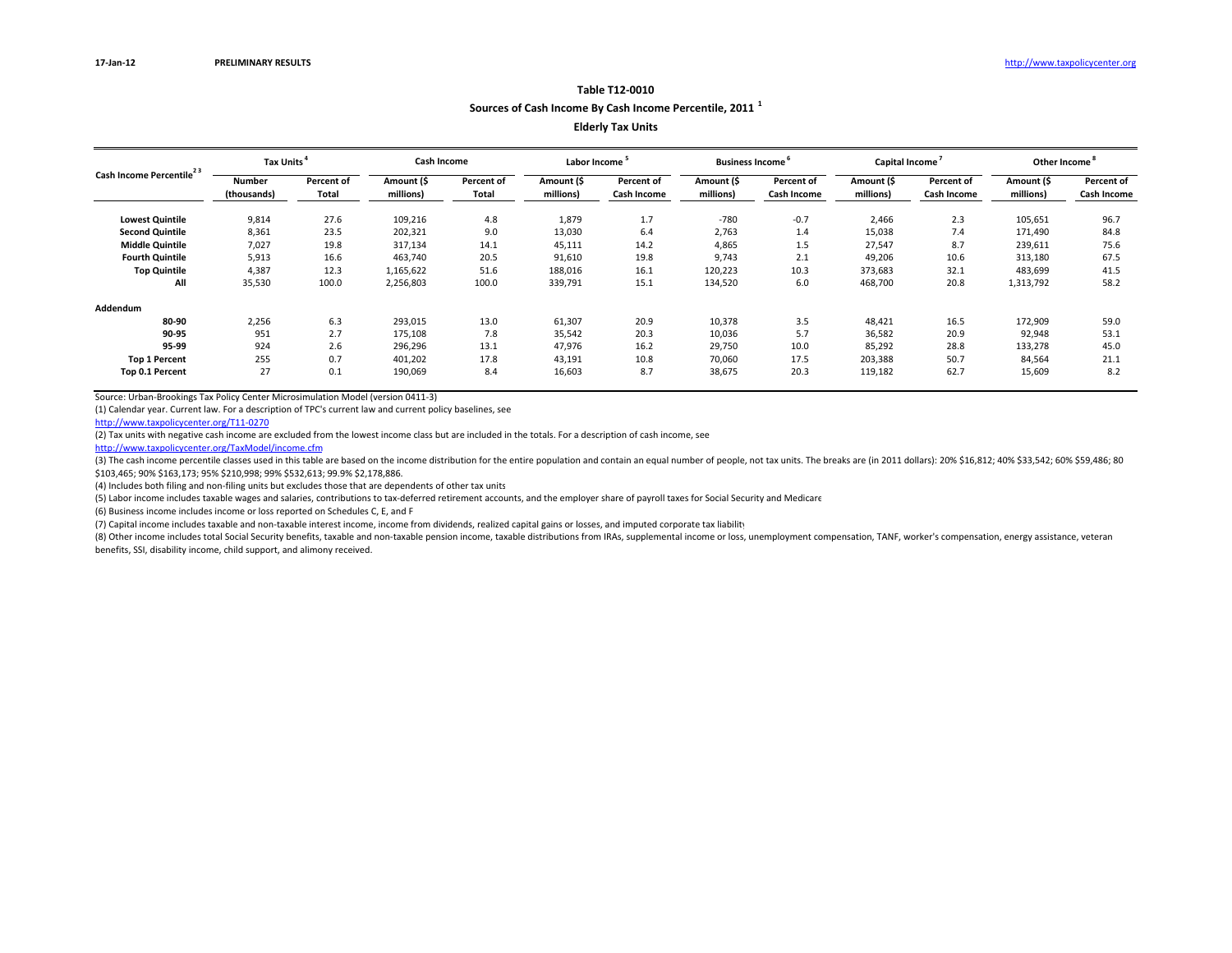17-Jan-12 PRELIMINARY RESULTS http://www.taxpolicycenter.org

# Table T12-0010

## Sources of Cash Income By Cash Income Percentile, 2011 [1]

### Elderly Tax Units

| Cash Income Percentile [2 3] | Tax Units [4] | | Cash Income | | Labor Income [5] | | Business Income [6] | | Capital Income [7] | | Other Income [8] | |
|---|---|---|---|---|---|---|---|---|---|---|---|---|
| | Number (thousands) | Percent of Total | Amount ($ millions) | Percent of Total | Amount ($ millions) | Percent of Cash Income | Amount ($ millions) | Percent of Cash Income | Amount ($ millions) | Percent of Cash Income | Amount ($ millions) | Percent of Cash Income |
| Lowest Quintile | 9,814 | 27.6 | 109,216 | 4.8 | 1,879 | 1.7 | -780 | -0.7 | 2,466 | 2.3 | 105,651 | 96.7 |
| Second Quintile | 8,361 | 23.5 | 202,321 | 9.0 | 13,030 | 6.4 | 2,763 | 1.4 | 15,038 | 7.4 | 171,490 | 84.8 |
| Middle Quintile | 7,027 | 19.8 | 317,134 | 14.1 | 45,111 | 14.2 | 4,865 | 1.5 | 27,547 | 8.7 | 239,611 | 75.6 |
| Fourth Quintile | 5,913 | 16.6 | 463,740 | 20.5 | 91,610 | 19.8 | 9,743 | 2.1 | 49,206 | 10.6 | 313,180 | 67.5 |
| Top Quintile | 4,387 | 12.3 | 1,165,622 | 51.6 | 188,016 | 16.1 | 120,223 | 10.3 | 373,683 | 32.1 | 483,699 | 41.5 |
| All | 35,530 | 100.0 | 2,256,803 | 100.0 | 339,791 | 15.1 | 134,520 | 6.0 | 468,700 | 20.8 | 1,313,792 | 58.2 |
| **Addendum** | | | | | | | | | | | | |
| 80-90 | 2,256 | 6.3 | 293,015 | 13.0 | 61,307 | 20.9 | 10,378 | 3.5 | 48,421 | 16.5 | 172,909 | 59.0 |
| 90-95 | 951 | 2.7 | 175,108 | 7.8 | 35,542 | 20.3 | 10,036 | 5.7 | 36,582 | 20.9 | 92,948 | 53.1 |
| 95-99 | 924 | 2.6 | 296,296 | 13.1 | 47,976 | 16.2 | 29,750 | 10.0 | 85,292 | 28.8 | 133,278 | 45.0 |
| Top 1 Percent | 255 | 0.7 | 401,202 | 17.8 | 43,191 | 10.8 | 70,060 | 17.5 | 203,388 | 50.7 | 84,564 | 21.1 |
| Top 0.1 Percent | 27 | 0.1 | 190,069 | 8.4 | 16,603 | 8.7 | 38,675 | 20.3 | 119,182 | 62.7 | 15,609 | 8.2 |

Source: Urban-Brookings Tax Policy Center Microsimulation Model (version 0411-3)

(1) Calendar year. Current law. For a description of TPC's current law and current policy baselines, see http://www.taxpolicycenter.org/T11-0270

(2) Tax units with negative cash income are excluded from the lowest income class but are included in the totals. For a description of cash income, see http://www.taxpolicycenter.org/TaxModel/income.cfm

(3) The cash income percentile classes used in this table are based on the income distribution for the entire population and contain an equal number of people, not tax units. The breaks are (in 2011 dollars): 20% $16,812; 40% $33,542; 60% $59,486; 80 $103,465; 90% $163,173; 95% $210,998; 99% $532,613; 99.9% $2,178,886.

(4) Includes both filing and non-filing units but excludes those that are dependents of other tax units

(5) Labor income includes taxable wages and salaries, contributions to tax-deferred retirement accounts, and the employer share of payroll taxes for Social Security and Medicare

(6) Business income includes income or loss reported on Schedules C, E, and F

(7) Capital income includes taxable and non-taxable interest income, income from dividends, realized capital gains or losses, and imputed corporate tax liability

(8) Other income includes total Social Security benefits, taxable and non-taxable pension income, taxable distributions from IRAs, supplemental income or loss, unemployment compensation, TANF, worker's compensation, energy assistance, veteran benefits, SSI, disability income, child support, and alimony received.